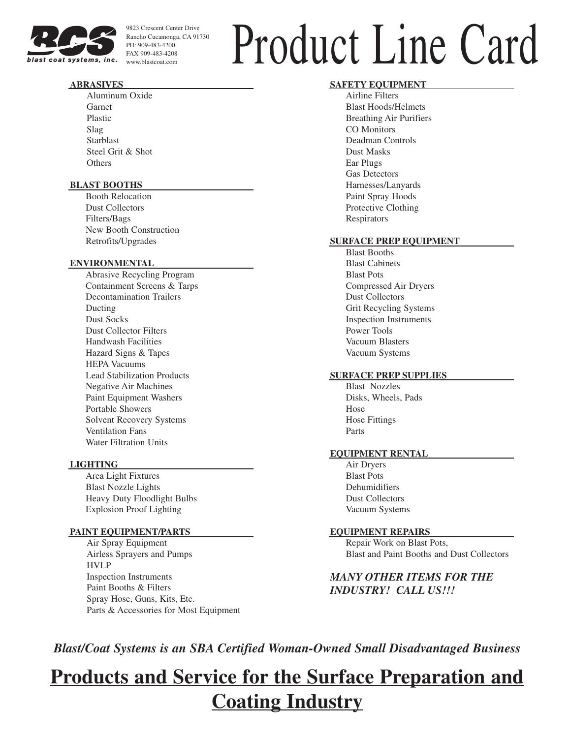**BCS**
*blast coat systems, inc.*

9823 Crescent Center Drive
Rancho Cucamonga, CA 91730
PH: 909-483-4200
FAX 909-483-4208
www.blastcoat.com

# Product Line Card

## ABRASIVES

- Aluminum Oxide
- Garnet
- Plastic
- Slag
- Starblast
- Steel Grit & Shot
- Others

## BLAST BOOTHS

- Booth Relocation
- Dust Collectors
- Filters/Bags
- New Booth Construction
- Retrofits/Upgrades

## ENVIRONMENTAL

- Abrasive Recycling Program
- Containment Screens & Tarps
- Decontamination Trailers
- Ducting
- Dust Socks
- Dust Collector Filters
- Handwash Facilities
- Hazard Signs & Tapes
- HEPA Vacuums
- Lead Stabilization Products
- Negative Air Machines
- Paint Equipment Washers
- Portable Showers
- Solvent Recovery Systems
- Ventilation Fans
- Water Filtration Units

## LIGHTING

- Area Light Fixtures
- Blast Nozzle Lights
- Heavy Duty Floodlight Bulbs
- Explosion Proof Lighting

## PAINT EQUIPMENT/PARTS

- Air Spray Equipment
- Airless Sprayers and Pumps
- HVLP
- Inspection Instruments
- Paint Booths & Filters
- Spray Hose, Guns, Kits, Etc.
- Parts & Accessories for Most Equipment

## SAFETY EQUIPMENT

- Airline Filters
- Blast Hoods/Helmets
- Breathing Air Purifiers
- CO Monitors
- Deadman Controls
- Dust Masks
- Ear Plugs
- Gas Detectors
- Harnesses/Lanyards
- Paint Spray Hoods
- Protective Clothing
- Respirators

## SURFACE PREP EQUIPMENT

- Blast Booths
- Blast Cabinets
- Blast Pots
- Compressed Air Dryers
- Dust Collectors
- Grit Recycling Systems
- Inspection Instruments
- Power Tools
- Vacuum Blasters
- Vacuum Systems

## SURFACE PREP SUPPLIES

- Blast Nozzles
- Disks, Wheels, Pads
- Hose
- Hose Fittings
- Parts

## EQUIPMENT RENTAL

- Air Dryers
- Blast Pots
- Dehumidifiers
- Dust Collectors
- Vacuum Systems

## EQUIPMENT REPAIRS

Repair Work on Blast Pots,
Blast and Paint Booths and Dust Collectors

***MANY OTHER ITEMS FOR THE INDUSTRY! CALL US!!!***

***Blast/Coat Systems is an SBA Certified Woman-Owned Small Disadvantaged Business***

# Products and Service for the Surface Preparation and Coating Industry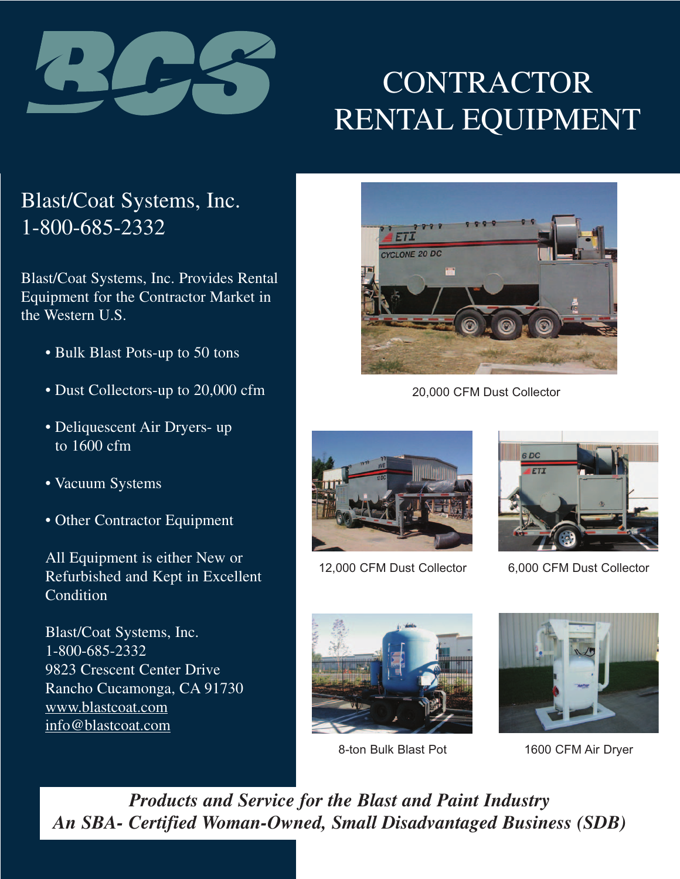# BCS

# CONTRACTOR RENTAL EQUIPMENT

## Blast/Coat Systems, Inc.
## 1-800-685-2332

Blast/Coat Systems, Inc. Provides Rental Equipment for the Contractor Market in the Western U.S.

- Bulk Blast Pots-up to 50 tons
- Dust Collectors-up to 20,000 cfm
- Deliquescent Air Dryers- up to 1600 cfm
- Vacuum Systems
- Other Contractor Equipment

All Equipment is either New or Refurbished and Kept in Excellent Condition

Blast/Coat Systems, Inc.
1-800-685-2332
9823 Crescent Center Drive
Rancho Cucamonga, CA 91730
www.blastcoat.com
info@blastcoat.com

20,000 CFM Dust Collector

12,000 CFM Dust Collector

6,000 CFM Dust Collector

8-ton Bulk Blast Pot

1600 CFM Air Dryer

***Products and Service for the Blast and Paint Industry***
***An SBA- Certified Woman-Owned, Small Disadvantaged Business (SDB)***